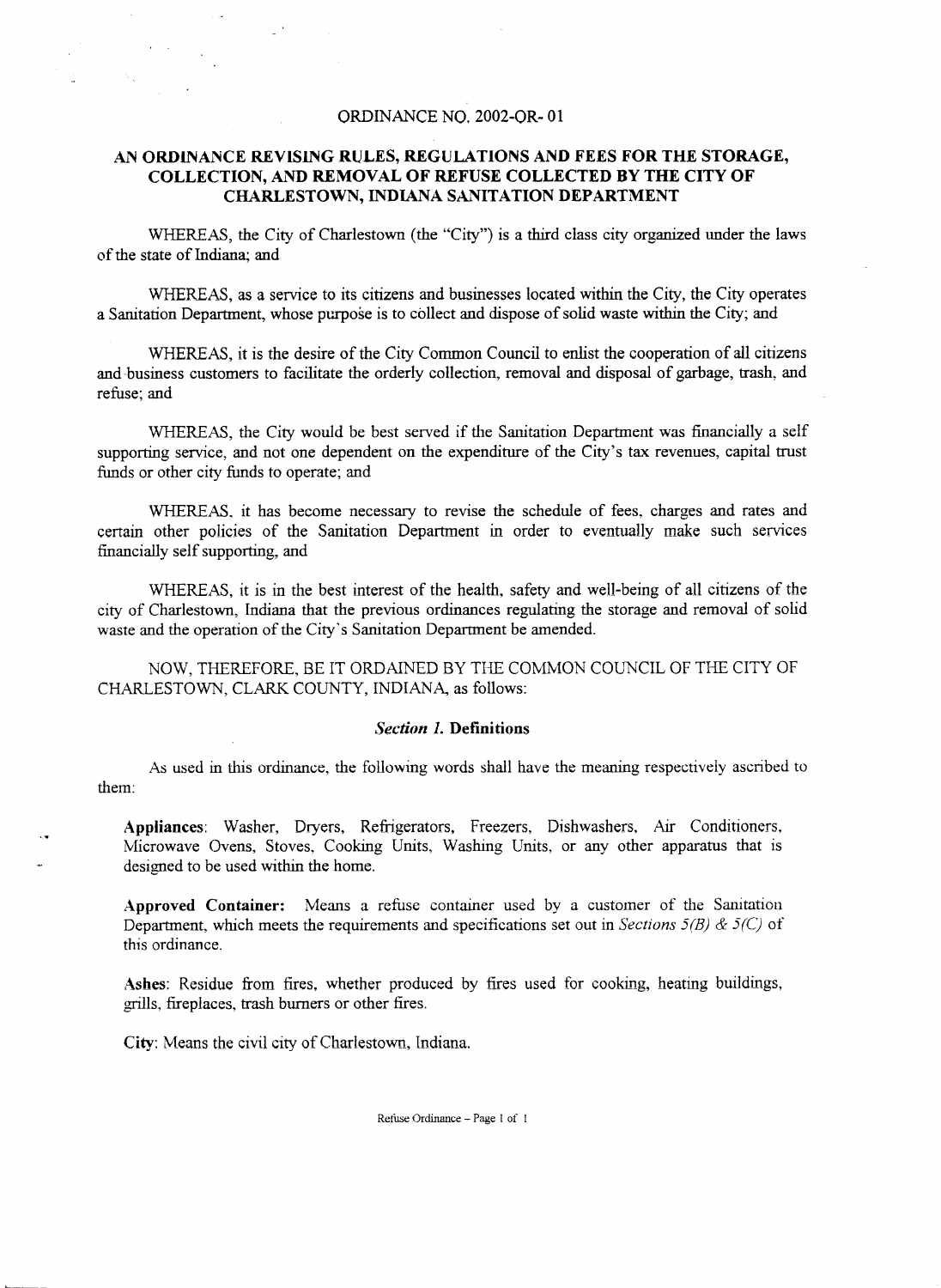ORDINANCE NO. 2002-OR- 01

# AN ORDINANCE REVISING RULES, REGULATIONS AND FEES FOR THE STORAGE, COLLECTION, AND REMOVAL OF REFUSE COLLECTED BY THE CITY OF CHARLESTOWN, INDIANA SANITATION DEPARTMENT

WHEREAS, the City of Charlestown (the "City") is a third class city organized under the laws of the state of Indiana; and

WHEREAS, as a service to its citizens and businesses located within the City, the City operates a Sanitation Department, whose purpose is to collect and dispose of solid waste within the City; and

WHEREAS, it is the desire of the City Common Council to enlist the cooperation of all citizens and business customers to facilitate the orderly collection, removal and disposal of garbage, trash, and refuse; and

WHEREAS, the City would be best served if the Sanitation Department was financially a self supporting service, and not one dependent on the expenditure of the City's tax revenues, capital trust funds or other city funds to operate; and

WHEREAS, it has become necessary to revise the schedule of fees, charges and rates and certain other policies of the Sanitation Department in order to eventually make such services financially self supporting, and

WHEREAS, it is in the best interest of the health, safety and well-being of all citizens of the city of Charlestown, Indiana that the previous ordinances regulating the storage and removal of solid waste and the operation of the City's Sanitation Department be amended.

NOW, THEREFORE, BE IT ORDAINED BY THE COMMON COUNCIL OF THE CITY OF CHARLESTOWN, CLARK COUNTY, INDIANA, as follows:

## *Section 1.* Definitions

As used in this ordinance, the following words shall have the meaning respectively ascribed to them:

**Appliances**: Washer, Dryers, Refrigerators, Freezers, Dishwashers, Air Conditioners, Microwave Ovens, Stoves, Cooking Units, Washing Units, or any other apparatus that is designed to be used within the home.

**Approved Container:** Means a refuse container used by a customer of the Sanitation Department, which meets the requirements and specifications set out in *Sections 5(B) & 5(C)* of this ordinance.

**Ashes**: Residue from fires, whether produced by fires used for cooking, heating buildings, grills, fireplaces, trash burners or other fires.

**City**: Means the civil city of Charlestown, Indiana.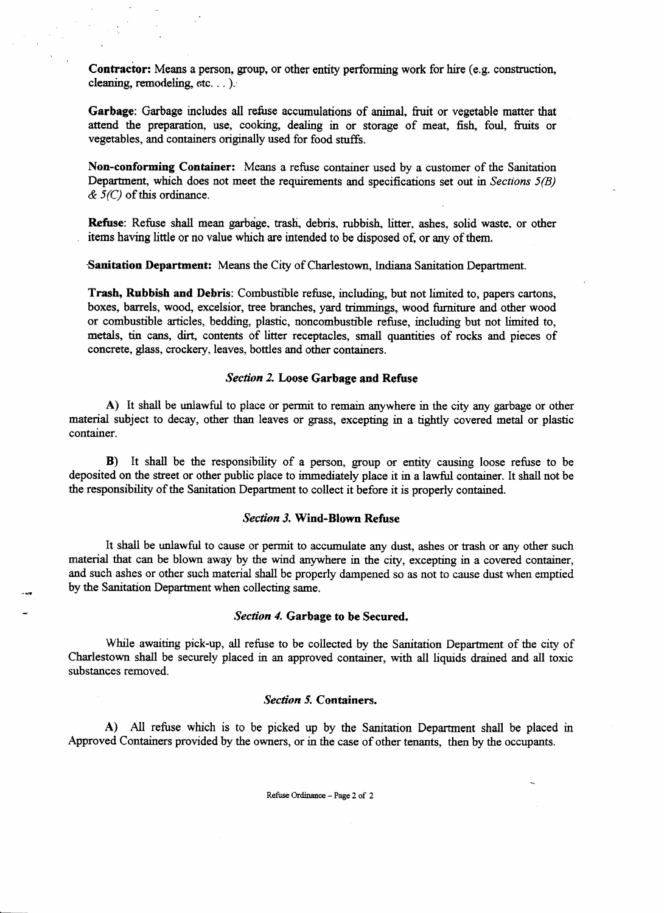**Contractor:** Means a person, group, or other entity performing work for hire (e.g. construction, cleaning, remodeling, etc. . . ).

**Garbage**: Garbage includes all refuse accumulations of animal, fruit or vegetable matter that attend the preparation, use, cooking, dealing in or storage of meat, fish, foul, fruits or vegetables, and containers originally used for food stuffs.

**Non-conforming Container:** Means a refuse container used by a customer of the Sanitation Department, which does not meet the requirements and specifications set out in *Sections 5(B) & 5(C)* of this ordinance.

**Refuse**: Refuse shall mean garbage, trash, debris, rubbish, litter, ashes, solid waste, or other items having little or no value which are intended to be disposed of, or any of them.

**Sanitation Department:** Means the City of Charlestown, Indiana Sanitation Department.

**Trash, Rubbish and Debris**: Combustible refuse, including, but not limited to, papers cartons, boxes, barrels, wood, excelsior, tree branches, yard trimmings, wood furniture and other wood or combustible articles, bedding, plastic, noncombustible refuse, including but not limited to, metals, tin cans, dirt, contents of litter receptacles, small quantities of rocks and pieces of concrete, glass, crockery, leaves, bottles and other containers.

### *Section 2.* Loose Garbage and Refuse

**A)** It shall be unlawful to place or permit to remain anywhere in the city any garbage or other material subject to decay, other than leaves or grass, excepting in a tightly covered metal or plastic container.

**B)** It shall be the responsibility of a person, group or entity causing loose refuse to be deposited on the street or other public place to immediately place it in a lawful container. It shall not be the responsibility of the Sanitation Department to collect it before it is properly contained.

### *Section 3.* Wind-Blown Refuse

It shall be unlawful to cause or permit to accumulate any dust, ashes or trash or any other such material that can be blown away by the wind anywhere in the city, excepting in a covered container, and such ashes or other such material shall be properly dampened so as not to cause dust when emptied by the Sanitation Department when collecting same.

### *Section 4.* Garbage to be Secured.

While awaiting pick-up, all refuse to be collected by the Sanitation Department of the city of Charlestown shall be securely placed in an approved container, with all liquids drained and all toxic substances removed.

### *Section 5.* Containers.

**A)** All refuse which is to be picked up by the Sanitation Department shall be placed in Approved Containers provided by the owners, or in the case of other tenants, then by the occupants.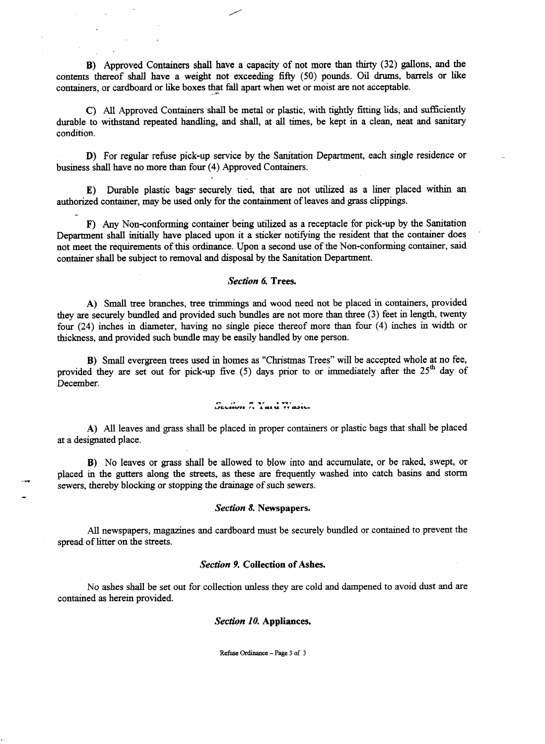**B)** Approved Containers shall have a capacity of not more than thirty (32) gallons, and the contents thereof shall have a weight not exceeding fifty (50) pounds. Oil drums, barrels or like containers, or cardboard or like boxes that fall apart when wet or moist are not acceptable.

**C)** All Approved Containers shall be metal or plastic, with tightly fitting lids, and sufficiently durable to withstand repeated handling, and shall, at all times, be kept in a clean, neat and sanitary condition.

**D)** For regular refuse pick-up service by the Sanitation Department, each single residence or business shall have no more than four (4) Approved Containers.

**E)** Durable plastic bags securely tied, that are not utilized as a liner placed within an authorized container, may be used only for the containment of leaves and grass clippings.

**F)** Any Non-conforming container being utilized as a receptacle for pick-up by the Sanitation Department shall initially have placed upon it a sticker notifying the resident that the container does not meet the requirements of this ordinance. Upon a second use of the Non-conforming container, said container shall be subject to removal and disposal by the Sanitation Department.

### *Section 6.* Trees.

**A)** Small tree branches, tree trimmings and wood need not be placed in containers, provided they are securely bundled and provided such bundles are not more than three (3) feet in length, twenty four (24) inches in diameter, having no single piece thereof more than four (4) inches in width or thickness, and provided such bundle may be easily handled by one person.

**B)** Small evergreen trees used in homes as "Christmas Trees" will be accepted whole at no fee, provided they are set out for pick-up five (5) days prior to or immediately after the 25th day of December.

### *Section 7.* Yard Waste.

**A)** All leaves and grass shall be placed in proper containers or plastic bags that shall be placed at a designated place.

**B)** No leaves or grass shall be allowed to blow into and accumulate, or be raked, swept, or placed in the gutters along the streets, as these are frequently washed into catch basins and storm sewers, thereby blocking or stopping the drainage of such sewers.

### *Section 8.* Newspapers.

All newspapers, magazines and cardboard must be securely bundled or contained to prevent the spread of litter on the streets.

### *Section 9.* Collection of Ashes.

No ashes shall be set out for collection unless they are cold and dampened to avoid dust and are contained as herein provided.

### *Section 10.* Appliances.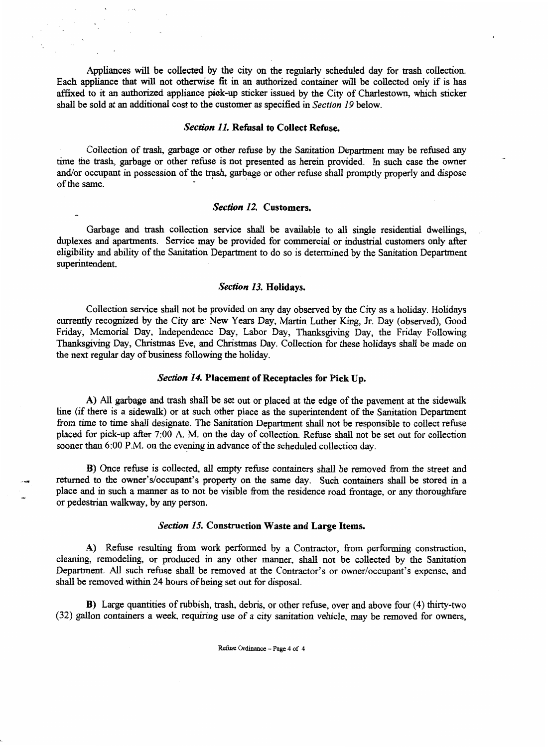Appliances will be collected by the city on the regularly scheduled day for trash collection. Each appliance that will not otherwise fit in an authorized container will be collected only if is has affixed to it an authorized appliance pick-up sticker issued by the City of Charlestown, which sticker shall be sold at an additional cost to the customer as specified in *Section 19* below.

### *Section 11.* Refusal to Collect Refuse.

Collection of trash, garbage or other refuse by the Sanitation Department may be refused any time the trash, garbage or other refuse is not presented as herein provided. In such case the owner and/or occupant in possession of the trash, garbage or other refuse shall promptly properly and dispose of the same.

### *Section 12.* Customers.

Garbage and trash collection service shall be available to all single residential dwellings, duplexes and apartments. Service may be provided for commercial or industrial customers only after eligibility and ability of the Sanitation Department to do so is determined by the Sanitation Department superintendent.

### *Section 13.* Holidays.

Collection service shall not be provided on any day observed by the City as a holiday. Holidays currently recognized by the City are: New Years Day, Martin Luther King, Jr. Day (observed), Good Friday, Memorial Day, Independence Day, Labor Day, Thanksgiving Day, the Friday Following Thanksgiving Day, Christmas Eve, and Christmas Day. Collection for these holidays shall be made on the next regular day of business following the holiday.

### *Section 14.* Placement of Receptacles for Pick Up.

**A)** All garbage and trash shall be set out or placed at the edge of the pavement at the sidewalk line (if there is a sidewalk) or at such other place as the superintendent of the Sanitation Department from time to time shall designate. The Sanitation Department shall not be responsible to collect refuse placed for pick-up after 7:00 A. M. on the day of collection. Refuse shall not be set out for collection sooner than 6:00 P.M. on the evening in advance of the scheduled collection day.

**B)** Once refuse is collected, all empty refuse containers shall be removed from the street and returned to the owner's/occupant's property on the same day. Such containers shall be stored in a place and in such a manner as to not be visible from the residence road frontage, or any thoroughfare or pedestrian walkway, by any person.

### *Section 15.* Construction Waste and Large Items.

**A)** Refuse resulting from work performed by a Contractor, from performing construction, cleaning, remodeling, or produced in any other manner, shall not be collected by the Sanitation Department. All such refuse shall be removed at the Contractor's or owner/occupant's expense, and shall be removed within 24 hours of being set out for disposal.

**B)** Large quantities of rubbish, trash, debris, or other refuse, over and above four (4) thirty-two (32) gallon containers a week, requiring use of a city sanitation vehicle, may be removed for owners,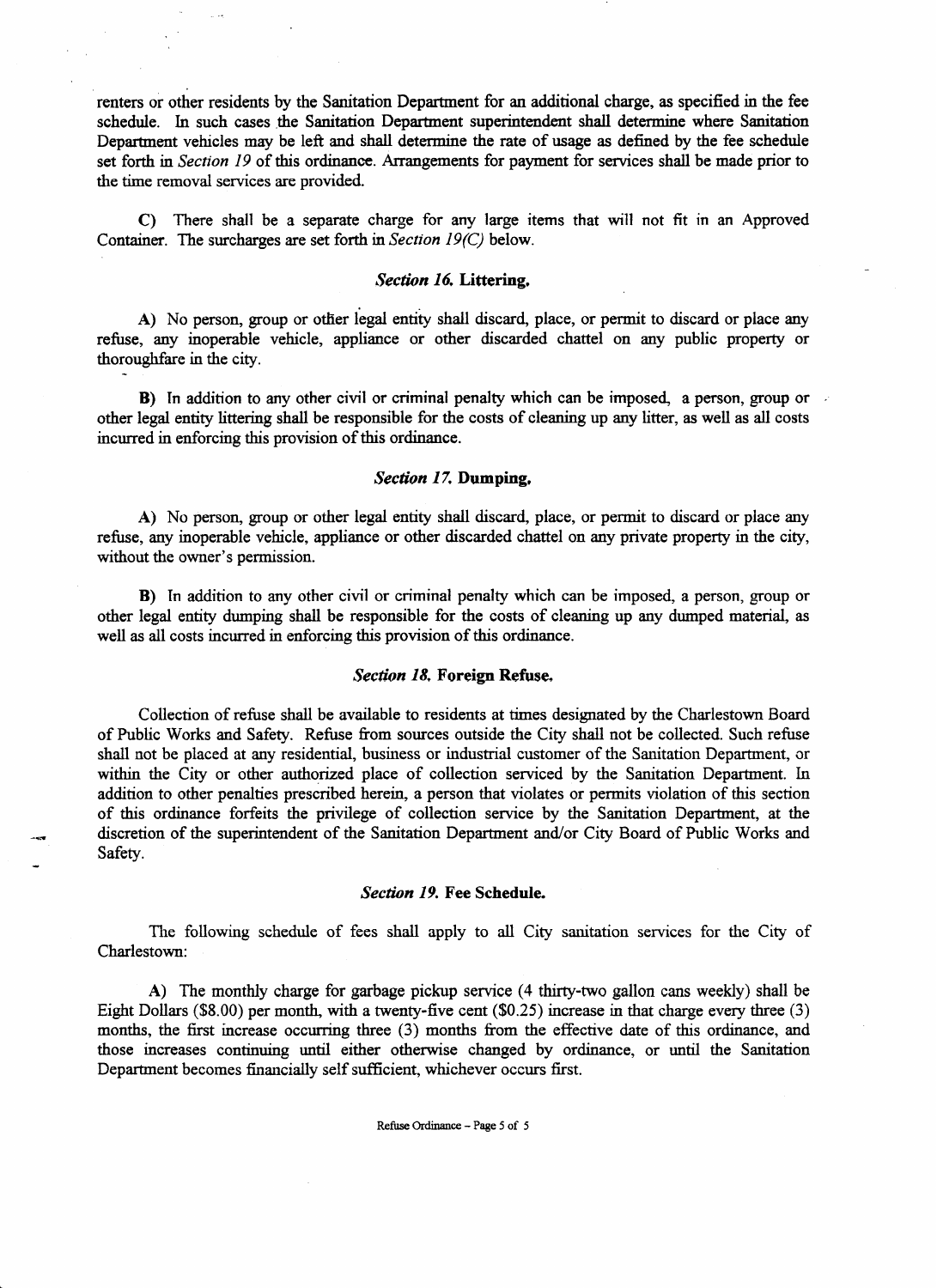renters or other residents by the Sanitation Department for an additional charge, as specified in the fee schedule. In such cases the Sanitation Department superintendent shall determine where Sanitation Department vehicles may be left and shall determine the rate of usage as defined by the fee schedule set forth in *Section 19* of this ordinance. Arrangements for payment for services shall be made prior to the time removal services are provided.

C) There shall be a separate charge for any large items that will not fit in an Approved Container. The surcharges are set forth in *Section 19(C)* below.

### *Section 16.* Littering.

A) No person, group or other legal entity shall discard, place, or permit to discard or place any refuse, any inoperable vehicle, appliance or other discarded chattel on any public property or thoroughfare in the city.

B) In addition to any other civil or criminal penalty which can be imposed, a person, group or other legal entity littering shall be responsible for the costs of cleaning up any litter, as well as all costs incurred in enforcing this provision of this ordinance.

### *Section 17.* Dumping.

A) No person, group or other legal entity shall discard, place, or permit to discard or place any refuse, any inoperable vehicle, appliance or other discarded chattel on any private property in the city, without the owner's permission.

B) In addition to any other civil or criminal penalty which can be imposed, a person, group or other legal entity dumping shall be responsible for the costs of cleaning up any dumped material, as well as all costs incurred in enforcing this provision of this ordinance.

### *Section 18.* Foreign Refuse.

Collection of refuse shall be available to residents at times designated by the Charlestown Board of Public Works and Safety. Refuse from sources outside the City shall not be collected. Such refuse shall not be placed at any residential, business or industrial customer of the Sanitation Department, or within the City or other authorized place of collection serviced by the Sanitation Department. In addition to other penalties prescribed herein, a person that violates or permits violation of this section of this ordinance forfeits the privilege of collection service by the Sanitation Department, at the discretion of the superintendent of the Sanitation Department and/or City Board of Public Works and Safety.

### *Section 19.* Fee Schedule.

The following schedule of fees shall apply to all City sanitation services for the City of Charlestown:

A) The monthly charge for garbage pickup service (4 thirty-two gallon cans weekly) shall be Eight Dollars ($8.00) per month, with a twenty-five cent ($0.25) increase in that charge every three (3) months, the first increase occurring three (3) months from the effective date of this ordinance, and those increases continuing until either otherwise changed by ordinance, or until the Sanitation Department becomes financially self sufficient, whichever occurs first.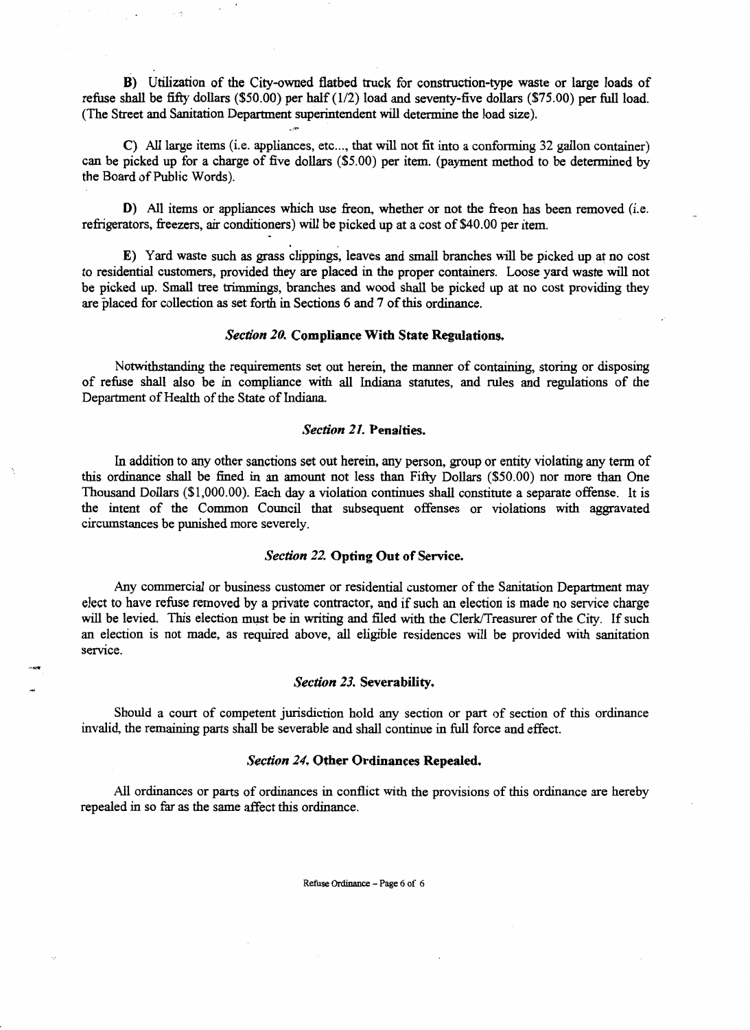**B)** Utilization of the City-owned flatbed truck for construction-type waste or large loads of refuse shall be fifty dollars ($50.00) per half (1/2) load and seventy-five dollars ($75.00) per full load. (The Street and Sanitation Department superintendent will determine the load size).

**C)** All large items (i.e. appliances, etc..., that will not fit into a conforming 32 gallon container) can be picked up for a charge of five dollars ($5.00) per item. (payment method to be determined by the Board of Public Words).

**D)** All items or appliances which use freon, whether or not the freon has been removed (i.e. refrigerators, freezers, air conditioners) will be picked up at a cost of $40.00 per item.

**E)** Yard waste such as grass clippings, leaves and small branches will be picked up at no cost to residential customers, provided they are placed in the proper containers. Loose yard waste will not be picked up. Small tree trimmings, branches and wood shall be picked up at no cost providing they are placed for collection as set forth in Sections 6 and 7 of this ordinance.

### *Section 20.* Compliance With State Regulations.

Notwithstanding the requirements set out herein, the manner of containing, storing or disposing of refuse shall also be in compliance with all Indiana statutes, and rules and regulations of the Department of Health of the State of Indiana.

### *Section 21.* Penalties.

In addition to any other sanctions set out herein, any person, group or entity violating any term of this ordinance shall be fined in an amount not less than Fifty Dollars ($50.00) nor more than One Thousand Dollars ($1,000.00). Each day a violation continues shall constitute a separate offense. It is the intent of the Common Council that subsequent offenses or violations with aggravated circumstances be punished more severely.

### *Section 22.* Opting Out of Service.

Any commercial or business customer or residential customer of the Sanitation Department may elect to have refuse removed by a private contractor, and if such an election is made no service charge will be levied. This election must be in writing and filed with the Clerk/Treasurer of the City. If such an election is not made, as required above, all eligible residences will be provided with sanitation service.

### *Section 23.* Severability.

Should a court of competent jurisdiction hold any section or part of section of this ordinance invalid, the remaining parts shall be severable and shall continue in full force and effect.

### *Section 24.* Other Ordinances Repealed.

All ordinances or parts of ordinances in conflict with the provisions of this ordinance are hereby repealed in so far as the same affect this ordinance.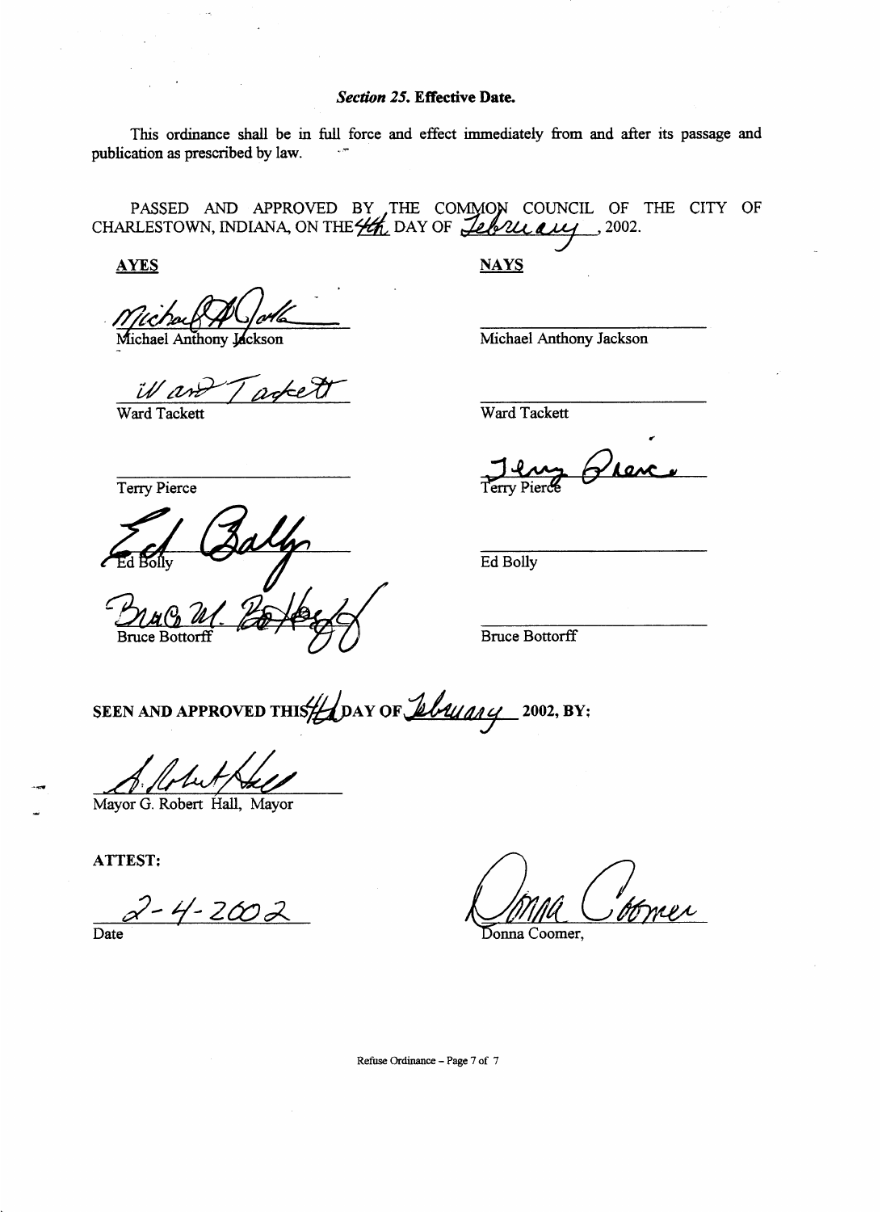### *Section 25.* **Effective Date.**

This ordinance shall be in full force and effect immediately from and after its passage and publication as prescribed by law.

PASSED AND APPROVED BY THE COMMON COUNCIL OF THE CITY OF CHARLESTOWN, INDIANA, ON THE 4th DAY OF February, 2002.

| **AYES** | **NAYS** |
| --- | --- |
| Michael Anthony Jackson | Michael Anthony Jackson |
| Ward Tackett | Ward Tackett |
| Terry Pierce | Terry Pierce |
| Ed Bolly | Ed Bolly |
| Bruce Bottorff | Bruce Bottorff |

**SEEN AND APPROVED THIS 4th DAY OF February 2002, BY:**

Mayor G. Robert Hall, Mayor

**ATTEST:**

2-4-2002
Date

Donna Coomer,

Refuse Ordinance – Page 7 of 7